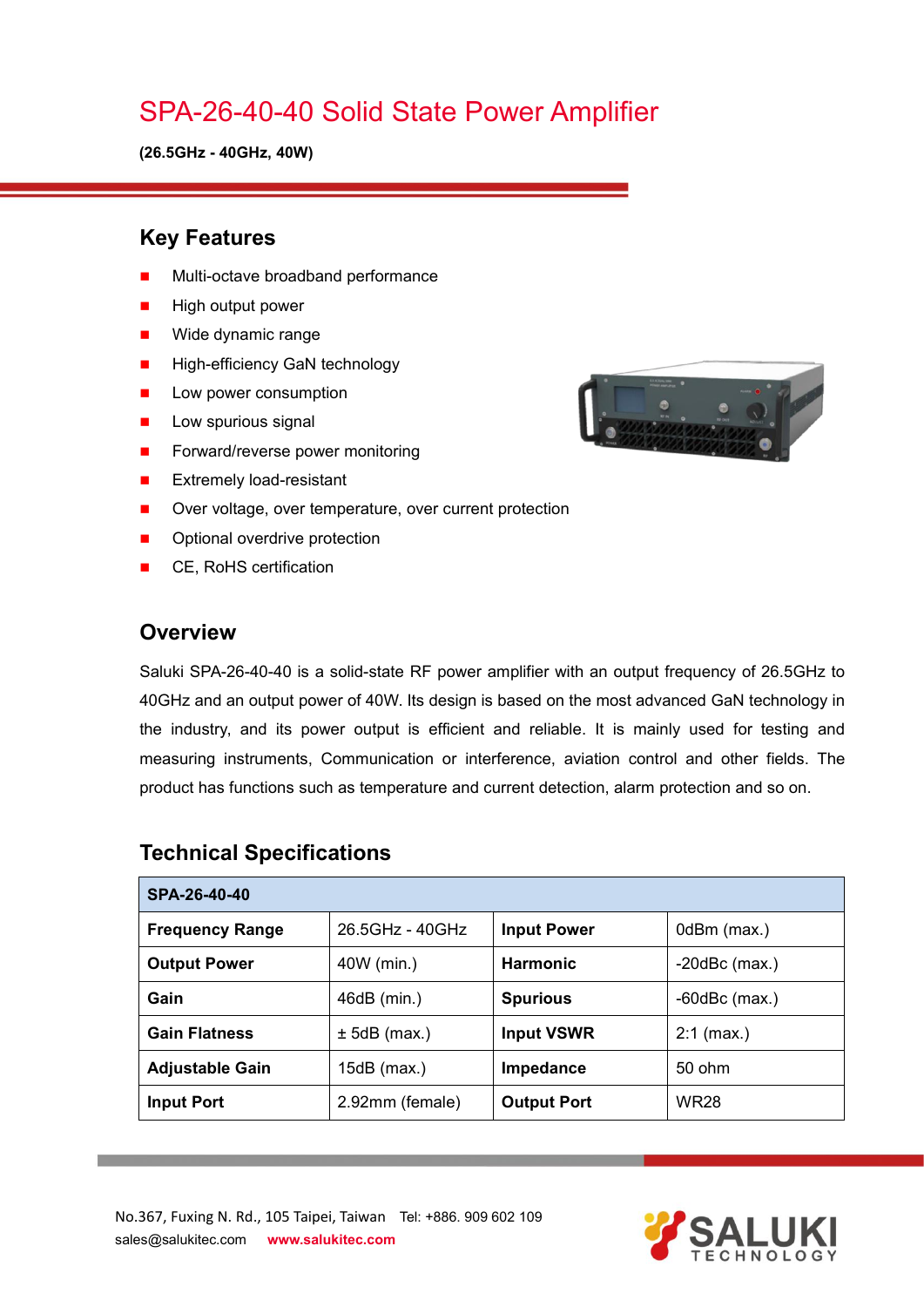// The page contains a picture, but no image was detected, so no image_ref tag is placed.
# SPA-26-40-40 Solid State Power Amplifier

**(26.5GHz - 40GHz, 40W)**

## Key Features

- Multi-octave broadband performance
- High output power
- Wide dynamic range
- High-efficiency GaN technology
- Low power consumption
- Low spurious signal
- Forward/reverse power monitoring
- Extremely load-resistant
- Over voltage, over temperature, over current protection
- Optional overdrive protection
- CE, RoHS certification

## Overview

Saluki SPA-26-40-40 is a solid-state RF power amplifier with an output frequency of 26.5GHz to 40GHz and an output power of 40W. Its design is based on the most advanced GaN technology in the industry, and its power output is efficient and reliable. It is mainly used for testing and measuring instruments, Communication or interference, aviation control and other fields. The product has functions such as temperature and current detection, alarm protection and so on.

## Technical Specifications

| SPA-26-40-40 | | | |
|---|---|---|---|
| **Frequency Range** | 26.5GHz - 40GHz | **Input Power** | 0dBm (max.) |
| **Output Power** | 40W (min.) | **Harmonic** | -20dBc (max.) |
| **Gain** | 46dB (min.) | **Spurious** | -60dBc (max.) |
| **Gain Flatness** | ± 5dB (max.) | **Input VSWR** | 2:1 (max.) |
| **Adjustable Gain** | 15dB (max.) | **Impedance** | 50 ohm |
| **Input Port** | 2.92mm (female) | **Output Port** | WR28 |

No.367, Fuxing N. Rd., 105 Taipei, Taiwan Tel: +886. 909 602 109
sales@salukitec.com **www.salukitec.com**

SALUKI TECHNOLOGY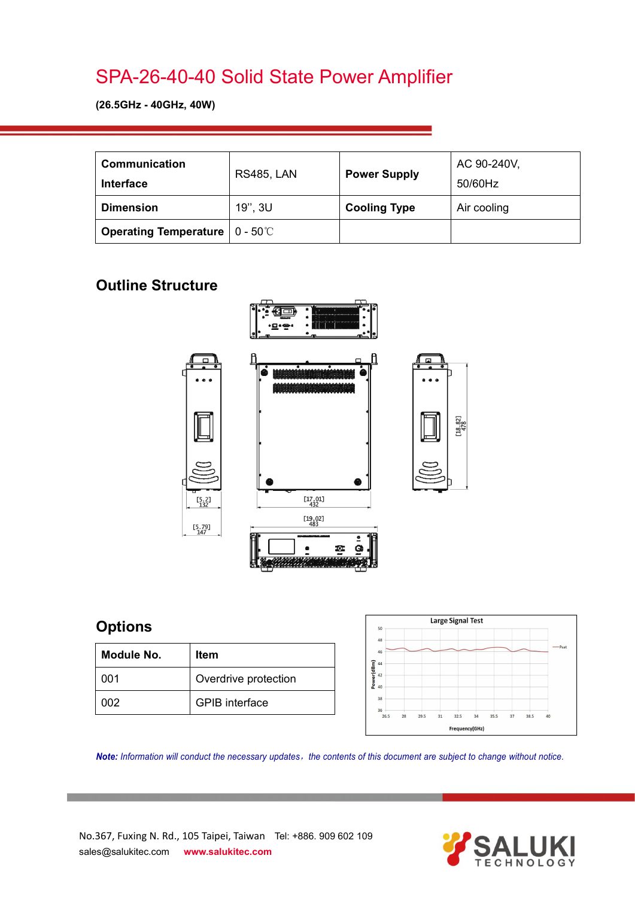# SPA-26-40-40 Solid State Power Amplifier

**(26.5GHz - 40GHz, 40W)**

| | | | |
|---|---|---|---|
| **Communication Interface** | RS485, LAN | **Power Supply** | AC 90-240V, 50/60Hz |
| **Dimension** | 19'', 3U | **Cooling Type** | Air cooling |
| **Operating Temperature** | 0 - 50℃ | | |

## Outline Structure

[5.2]
132

[5.79]
147

[17.01]
432

[19.02]
483

[18.82]
478

## Options

| Module No. | Item |
|---|---|
| 001 | Overdrive protection |
| 002 | GPIB interface |

Large Signal Test

Power(dBm)

50
48
46
44
42
40
38
36

Psat

26.5 28 29.5 31 32.5 34 35.5 37 38.5 40

Frequency(GHz)

***Note:** Information will conduct the necessary updates，the contents of this document are subject to change without notice.*

No.367, Fuxing N. Rd., 105 Taipei, Taiwan Tel: +886. 909 602 109
sales@salukitec.com **www.salukitec.com**

SALUKI TECHNOLOGY